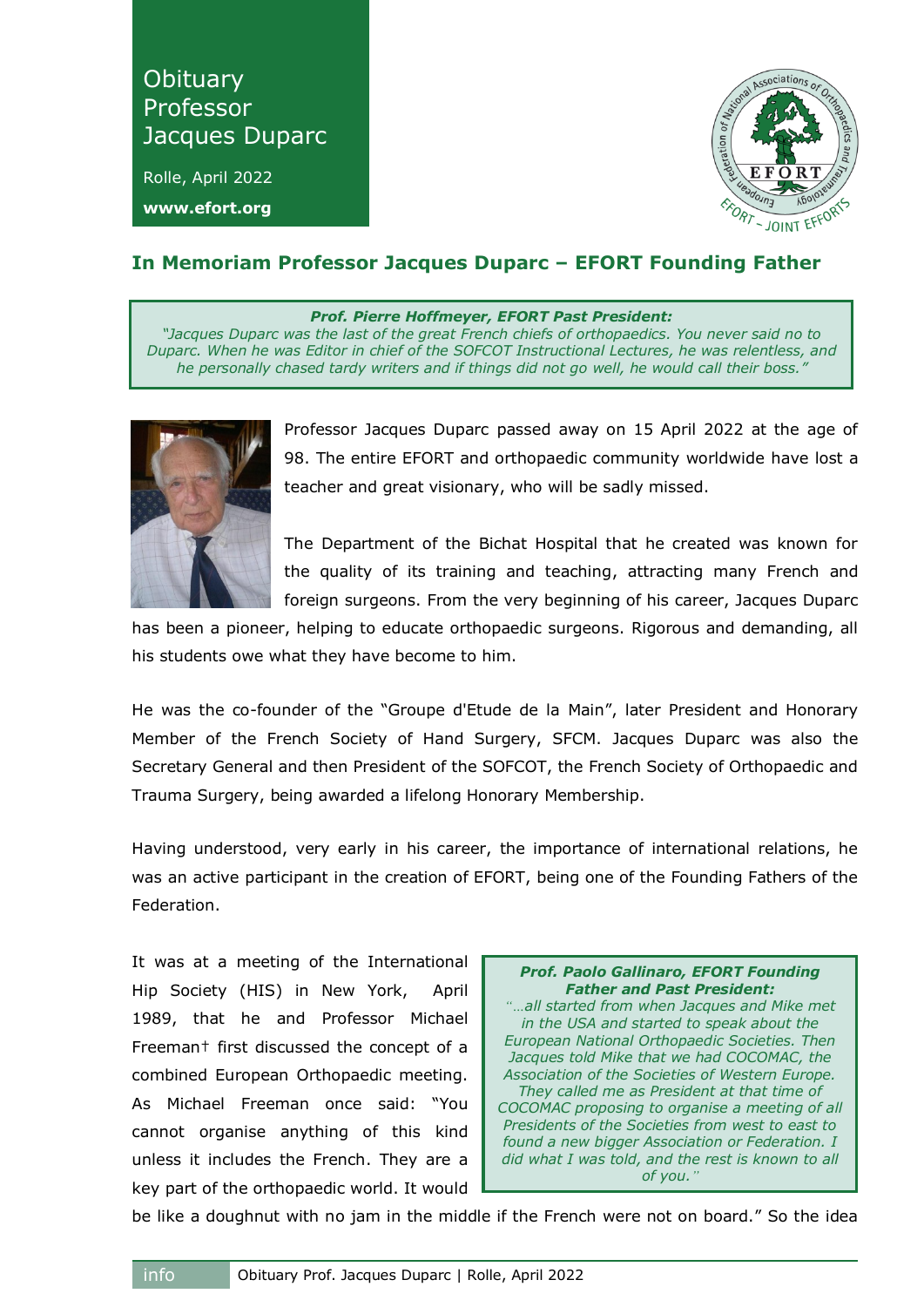# Obituary Professor Jacques Duparc

Rolle, April 2022

**www.efort.org**

## In Memoriam Professor Jacques Duparc – EFORT Founding Father

> ***Prof. Pierre Hoffmeyer, EFORT Past President:***
> *"Jacques Duparc was the last of the great French chiefs of orthopaedics. You never said no to Duparc. When he was Editor in chief of the SOFCOT Instructional Lectures, he was relentless, and he personally chased tardy writers and if things did not go well, he would call their boss."*

Professor Jacques Duparc passed away on 15 April 2022 at the age of 98. The entire EFORT and orthopaedic community worldwide have lost a teacher and great visionary, who will be sadly missed.

The Department of the Bichat Hospital that he created was known for the quality of its training and teaching, attracting many French and foreign surgeons. From the very beginning of his career, Jacques Duparc has been a pioneer, helping to educate orthopaedic surgeons. Rigorous and demanding, all his students owe what they have become to him.

He was the co-founder of the "Groupe d'Etude de la Main", later President and Honorary Member of the French Society of Hand Surgery, SFCM. Jacques Duparc was also the Secretary General and then President of the SOFCOT, the French Society of Orthopaedic and Trauma Surgery, being awarded a lifelong Honorary Membership.

Having understood, very early in his career, the importance of international relations, he was an active participant in the creation of EFORT, being one of the Founding Fathers of the Federation.

> ***Prof. Paolo Gallinaro, EFORT Founding Father and Past President:***
> *"…all started from when Jacques and Mike met in the USA and started to speak about the European National Orthopaedic Societies. Then Jacques told Mike that we had COCOMAC, the Association of the Societies of Western Europe. They called me as President at that time of COCOMAC proposing to organise a meeting of all Presidents of the Societies from west to east to found a new bigger Association or Federation. I did what I was told, and the rest is known to all of you."*

It was at a meeting of the International Hip Society (HIS) in New York, April 1989, that he and Professor Michael Freeman† first discussed the concept of a combined European Orthopaedic meeting. As Michael Freeman once said: "You cannot organise anything of this kind unless it includes the French. They are a key part of the orthopaedic world. It would be like a doughnut with no jam in the middle if the French were not on board." So the idea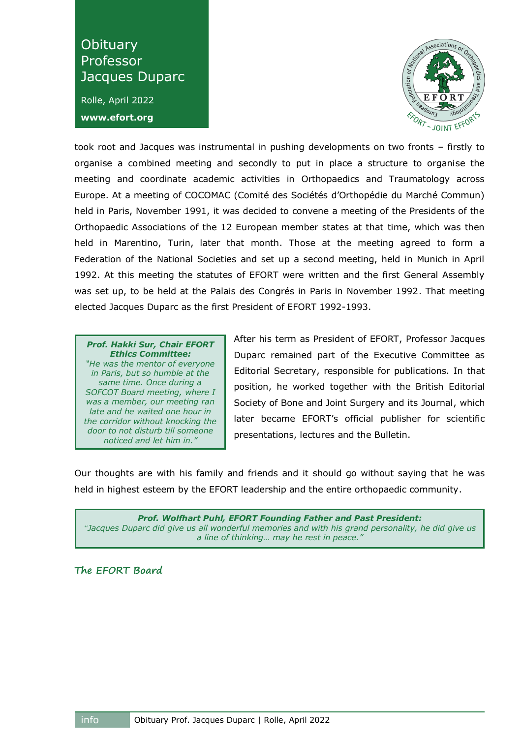took root and Jacques was instrumental in pushing developments on two fronts – firstly to organise a combined meeting and secondly to put in place a structure to organise the meeting and coordinate academic activities in Orthopaedics and Traumatology across Europe. At a meeting of COCOMAC (Comité des Sociétés d'Orthopédie du Marché Commun) held in Paris, November 1991, it was decided to convene a meeting of the Presidents of the Orthopaedic Associations of the 12 European member states at that time, which was then held in Marentino, Turin, later that month. Those at the meeting agreed to form a Federation of the National Societies and set up a second meeting, held in Munich in April 1992. At this meeting the statutes of EFORT were written and the first General Assembly was set up, to be held at the Palais des Congrés in Paris in November 1992. That meeting elected Jacques Duparc as the first President of EFORT 1992-1993.

> ***Prof. Hakki Sur, Chair EFORT Ethics Committee:***
> *"He was the mentor of everyone in Paris, but so humble at the same time. Once during a SOFCOT Board meeting, where I was a member, our meeting ran late and he waited one hour in the corridor without knocking the door to not disturb till someone noticed and let him in."*

After his term as President of EFORT, Professor Jacques Duparc remained part of the Executive Committee as Editorial Secretary, responsible for publications. In that position, he worked together with the British Editorial Society of Bone and Joint Surgery and its Journal, which later became EFORT's official publisher for scientific presentations, lectures and the Bulletin.

Our thoughts are with his family and friends and it should go without saying that he was held in highest esteem by the EFORT leadership and the entire orthopaedic community.

> ***Prof. Wolfhart Puhl, EFORT Founding Father and Past President:***
> *"Jacques Duparc did give us all wonderful memories and with his grand personality, he did give us a line of thinking… may he rest in peace."*

***The EFORT Board***